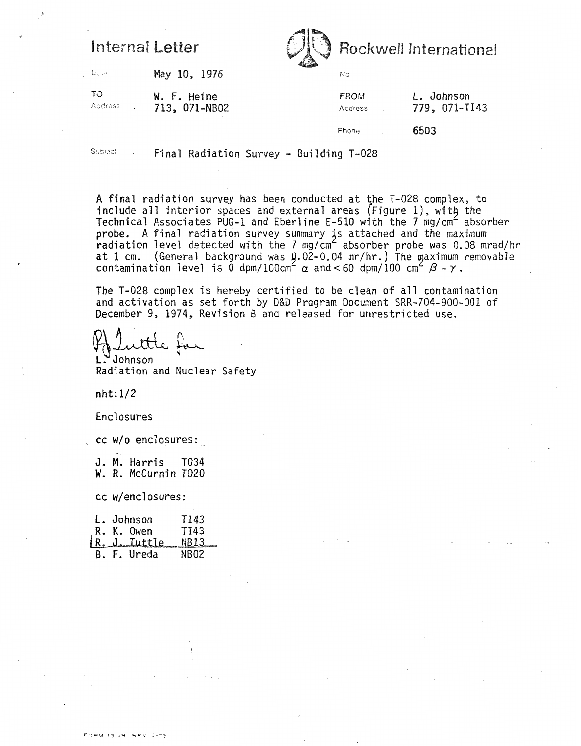# Internal Letter

**Rockwell International**

Date: May 10, 1976

No.

TO: W. F. Heine
Address: 713, 071-NB02

FROM: L. Johnson
Address: 779, 071-TI43

Phone: 6503

Subject: Final Radiation Survey - Building T-028

A final radiation survey has been conducted at the T-028 complex, to include all interior spaces and external areas (Figure 1), with the Technical Associates PUG-1 and Eberline E-510 with the 7 $mg/cm^2$ absorber probe. A final radiation survey summary is attached and the maximum radiation level detected with the 7 $mg/cm^2$ absorber probe was 0.08 mrad/hr at 1 cm. (General background was 0.02-0.04 mr/hr.) The maximum removable contamination level is 0 dpm/100$cm^2$ $\alpha$ and < 60 dpm/100 $cm^2$ $\beta - \gamma$.

The T-028 complex is hereby certified to be clean of all contamination and activation as set forth by D&D Program Document SRR-704-900-001 of December 9, 1974, Revision B and released for unrestricted use.

RJ Tuttle for
L. Johnson
Radiation and Nuclear Safety

nht:1/2

Enclosures

cc w/o enclosures:

J. M. Harris T034
W. R. McCurnin T020

cc w/enclosures:

L. Johnson TI43
R. K. Owen TI43
R. J. Tuttle NB13
B. F. Ureda NB02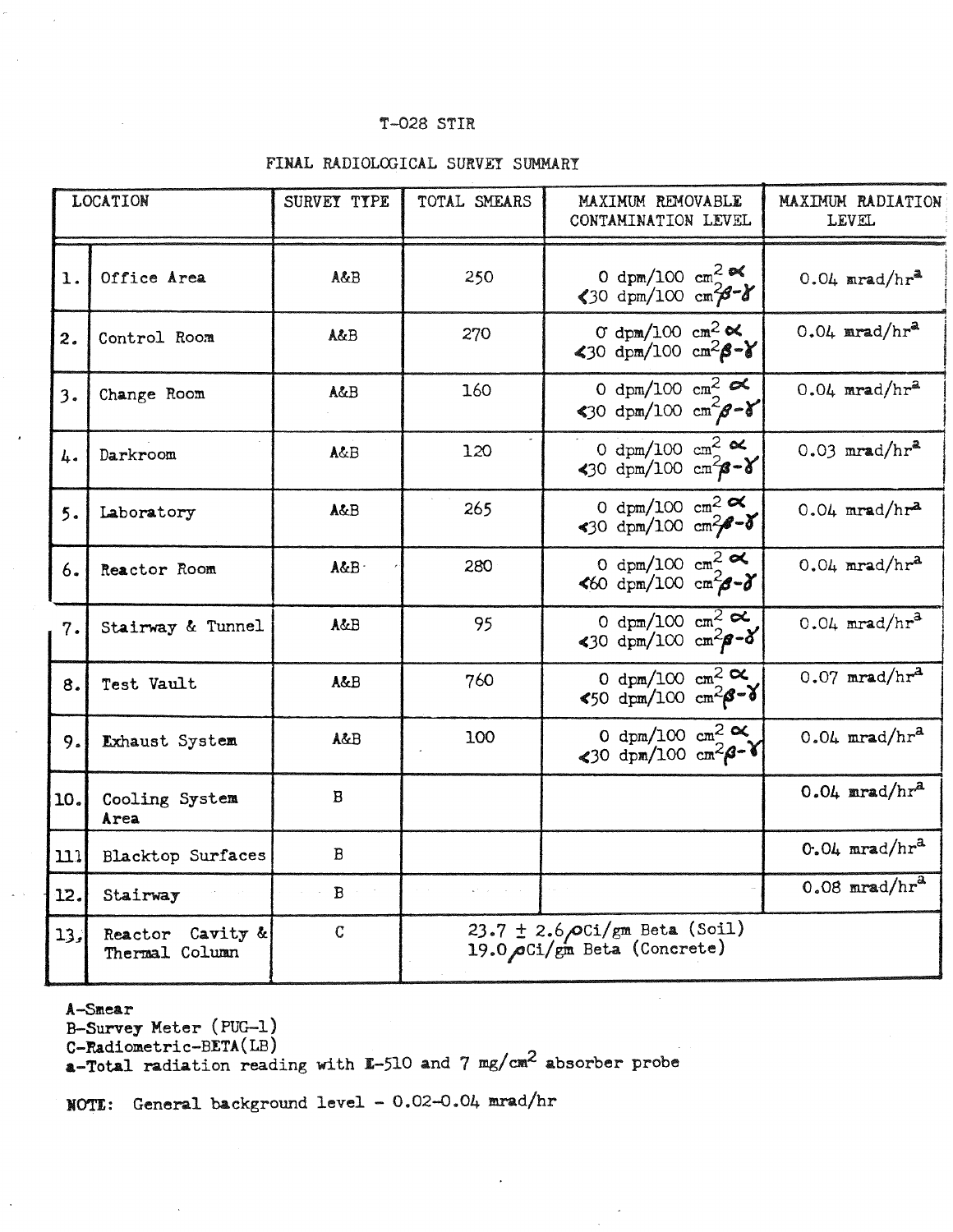# T-028 STIR

## FINAL RADIOLOGICAL SURVEY SUMMARY

| | LOCATION | SURVEY TYPE | TOTAL SMEARS | MAXIMUM REMOVABLE CONTAMINATION LEVEL | MAXIMUM RADIATION LEVEL |
|---|---|---|---|---|---|
| 1. | Office Area | A&B | 250 | 0 dpm/100 $cm^2$ $\alpha$<br><30 dpm/100 $cm^2$ $\beta$-$\gamma$ | 0.04 mrad/hr[a] |
| 2. | Control Room | A&B | 270 | 0 dpm/100 $cm^2$ $\alpha$<br><30 dpm/100 $cm^2$ $\beta$-$\gamma$ | 0.04 mrad/hr[a] |
| 3. | Change Room | A&B | 160 | 0 dpm/100 $cm^2$ $\alpha$<br><30 dpm/100 $cm^2$ $\beta$-$\gamma$ | 0.04 mrad/hr[a] |
| 4. | Darkroom | A&B | 120 | 0 dpm/100 $cm^2$ $\alpha$<br><30 dpm/100 $cm^2$ $\beta$-$\gamma$ | 0.03 mrad/hr[a] |
| 5. | Laboratory | A&B | 265 | 0 dpm/100 $cm^2$ $\alpha$<br><30 dpm/100 $cm^2$ $\beta$-$\gamma$ | 0.04 mrad/hr[a] |
| 6. | Reactor Room | A&B | 280 | 0 dpm/100 $cm^2$ $\alpha$<br><60 dpm/100 $cm^2$ $\beta$-$\gamma$ | 0.04 mrad/hr[a] |
| 7. | Stairway & Tunnel | A&B | 95 | 0 dpm/100 $cm^2$ $\alpha$<br><30 dpm/100 $cm^2$ $\beta$-$\gamma$ | 0.04 mrad/hr[a] |
| 8. | Test Vault | A&B | 760 | 0 dpm/100 $cm^2$ $\alpha$<br><50 dpm/100 $cm^2$ $\beta$-$\gamma$ | 0.07 mrad/hr[a] |
| 9. | Exhaust System | A&B | 100 | 0 dpm/100 $cm^2$ $\alpha$<br><30 dpm/100 $cm^2$ $\beta$-$\gamma$ | 0.04 mrad/hr[a] |
| 10. | Cooling System Area | B | | | 0.04 mrad/hr[a] |
| 11. | Blacktop Surfaces | B | | | 0.04 mrad/hr[a] |
| 12. | Stairway | B | | | 0.08 mrad/hr[a] |
| 13. | Reactor Cavity & Thermal Column | C | 23.7 ± 2.6 pCi/gm Beta (Soil)<br>19.0 pCi/gm Beta (Concrete) | | |

A-Smear
B-Survey Meter (PUG-1)
C-Radiometric-BETA(LB)
a-Total radiation reading with E-510 and 7 $mg/cm^2$ absorber probe

**NOTE:** General background level - 0.02-0.04 mrad/hr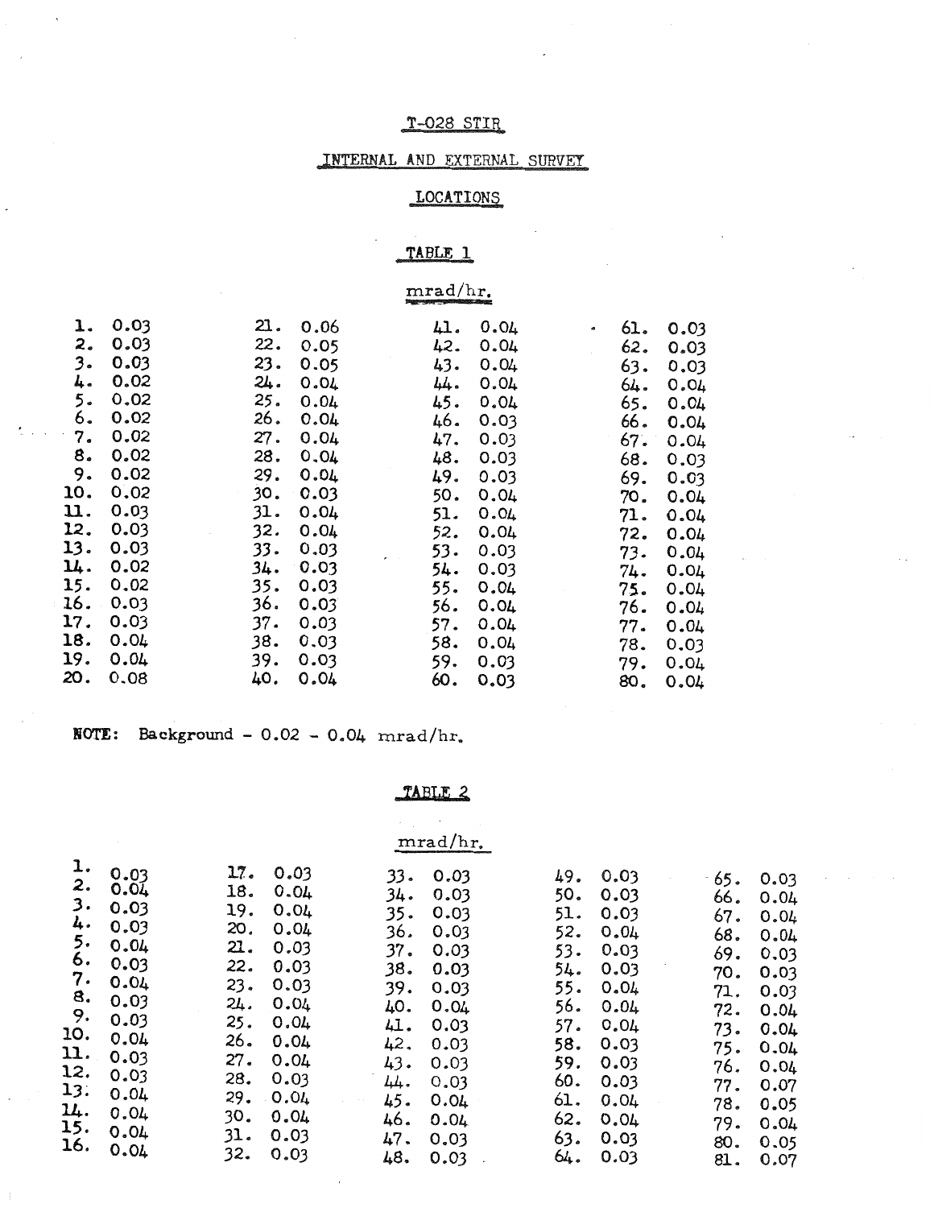# T-028 STIR

## INTERNAL AND EXTERNAL SURVEY

## LOCATIONS

### TABLE 1

mrad/hr.

| No. | mrad/hr | No. | mrad/hr | No. | mrad/hr | No. | mrad/hr |
|---|---|---|---|---|---|---|---|
| 1. | 0.03 | 21. | 0.06 | 41. | 0.04 | 61. | 0.03 |
| 2. | 0.03 | 22. | 0.05 | 42. | 0.04 | 62. | 0.03 |
| 3. | 0.03 | 23. | 0.05 | 43. | 0.04 | 63. | 0.03 |
| 4. | 0.02 | 24. | 0.04 | 44. | 0.04 | 64. | 0.04 |
| 5. | 0.02 | 25. | 0.04 | 45. | 0.04 | 65. | 0.04 |
| 6. | 0.02 | 26. | 0.04 | 46. | 0.03 | 66. | 0.04 |
| 7. | 0.02 | 27. | 0.04 | 47. | 0.03 | 67. | 0.04 |
| 8. | 0.02 | 28. | 0.04 | 48. | 0.03 | 68. | 0.03 |
| 9. | 0.02 | 29. | 0.04 | 49. | 0.03 | 69. | 0.03 |
| 10. | 0.02 | 30. | 0.03 | 50. | 0.04 | 70. | 0.04 |
| 11. | 0.03 | 31. | 0.04 | 51. | 0.04 | 71. | 0.04 |
| 12. | 0.03 | 32. | 0.04 | 52. | 0.04 | 72. | 0.04 |
| 13. | 0.03 | 33. | 0.03 | 53. | 0.03 | 73. | 0.04 |
| 14. | 0.02 | 34. | 0.03 | 54. | 0.03 | 74. | 0.04 |
| 15. | 0.02 | 35. | 0.03 | 55. | 0.04 | 75. | 0.04 |
| 16. | 0.03 | 36. | 0.03 | 56. | 0.04 | 76. | 0.04 |
| 17. | 0.03 | 37. | 0.03 | 57. | 0.04 | 77. | 0.04 |
| 18. | 0.04 | 38. | 0.03 | 58. | 0.04 | 78. | 0.03 |
| 19. | 0.04 | 39. | 0.03 | 59. | 0.03 | 79. | 0.04 |
| 20. | 0.08 | 40. | 0.04 | 60. | 0.03 | 80. | 0.04 |

**NOTE:** Background - 0.02 - 0.04 mrad/hr.

### TABLE 2

mrad/hr.

| No. | mrad/hr | No. | mrad/hr | No. | mrad/hr | No. | mrad/hr | No. | mrad/hr |
|---|---|---|---|---|---|---|---|---|---|
| 1. | 0.03 | 17. | 0.03 | 33. | 0.03 | 49. | 0.03 | 65. | 0.03 |
| 2. | 0.04 | 18. | 0.04 | 34. | 0.03 | 50. | 0.03 | 66. | 0.04 |
| 3. | 0.03 | 19. | 0.04 | 35. | 0.03 | 51. | 0.03 | 67. | 0.04 |
| 4. | 0.03 | 20. | 0.04 | 36. | 0.03 | 52. | 0.04 | 68. | 0.04 |
| 5. | 0.04 | 21. | 0.03 | 37. | 0.03 | 53. | 0.03 | 69. | 0.03 |
| 6. | 0.03 | 22. | 0.03 | 38. | 0.03 | 54. | 0.03 | 70. | 0.03 |
| 7. | 0.04 | 23. | 0.03 | 39. | 0.03 | 55. | 0.04 | 71. | 0.03 |
| 8. | 0.03 | 24. | 0.04 | 40. | 0.04 | 56. | 0.04 | 72. | 0.04 |
| 9. | 0.03 | 25. | 0.04 | 41. | 0.03 | 57. | 0.04 | 73. | 0.04 |
| 10. | 0.04 | 26. | 0.04 | 42. | 0.03 | 58. | 0.03 | 75. | 0.04 |
| 11. | 0.03 | 27. | 0.04 | 43. | 0.03 | 59. | 0.03 | 76. | 0.04 |
| 12. | 0.03 | 28. | 0.03 | 44. | 0.03 | 60. | 0.03 | 77. | 0.07 |
| 13. | 0.04 | 29. | 0.04 | 45. | 0.04 | 61. | 0.04 | 78. | 0.05 |
| 14. | 0.04 | 30. | 0.04 | 46. | 0.04 | 62. | 0.04 | 79. | 0.04 |
| 15. | 0.04 | 31. | 0.03 | 47. | 0.03 | 63. | 0.03 | 80. | 0.05 |
| 16. | 0.04 | 32. | 0.03 | 48. | 0.03 | 64. | 0.03 | 81. | 0.07 |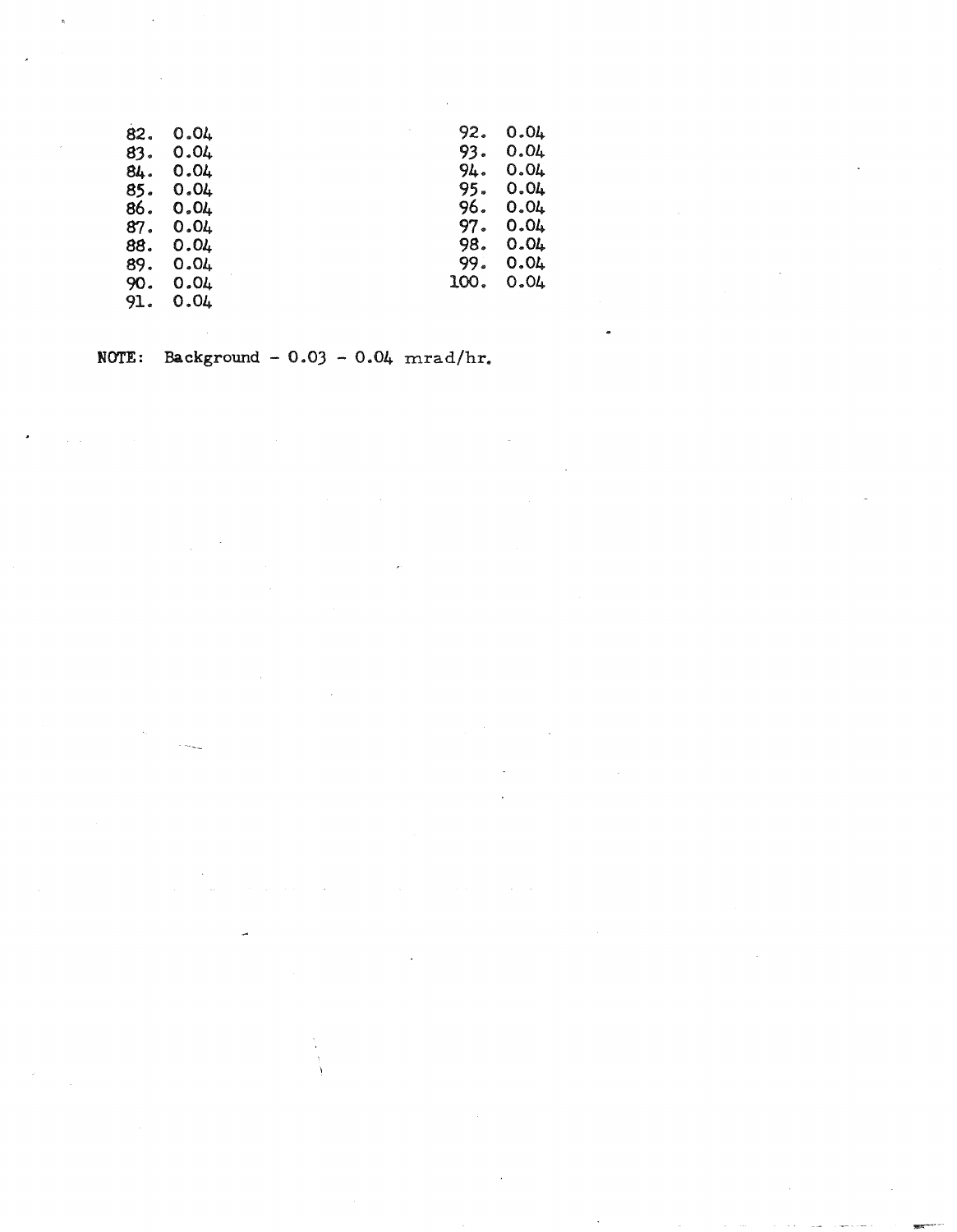82. 0.04
83. 0.04
84. 0.04
85. 0.04
86. 0.04
87. 0.04
88. 0.04
89. 0.04
90. 0.04
91. 0.04
92. 0.04
93. 0.04
94. 0.04
95. 0.04
96. 0.04
97. 0.04
98. 0.04
99. 0.04
100. 0.04

**NOTE:** Background - 0.03 - 0.04 mrad/hr.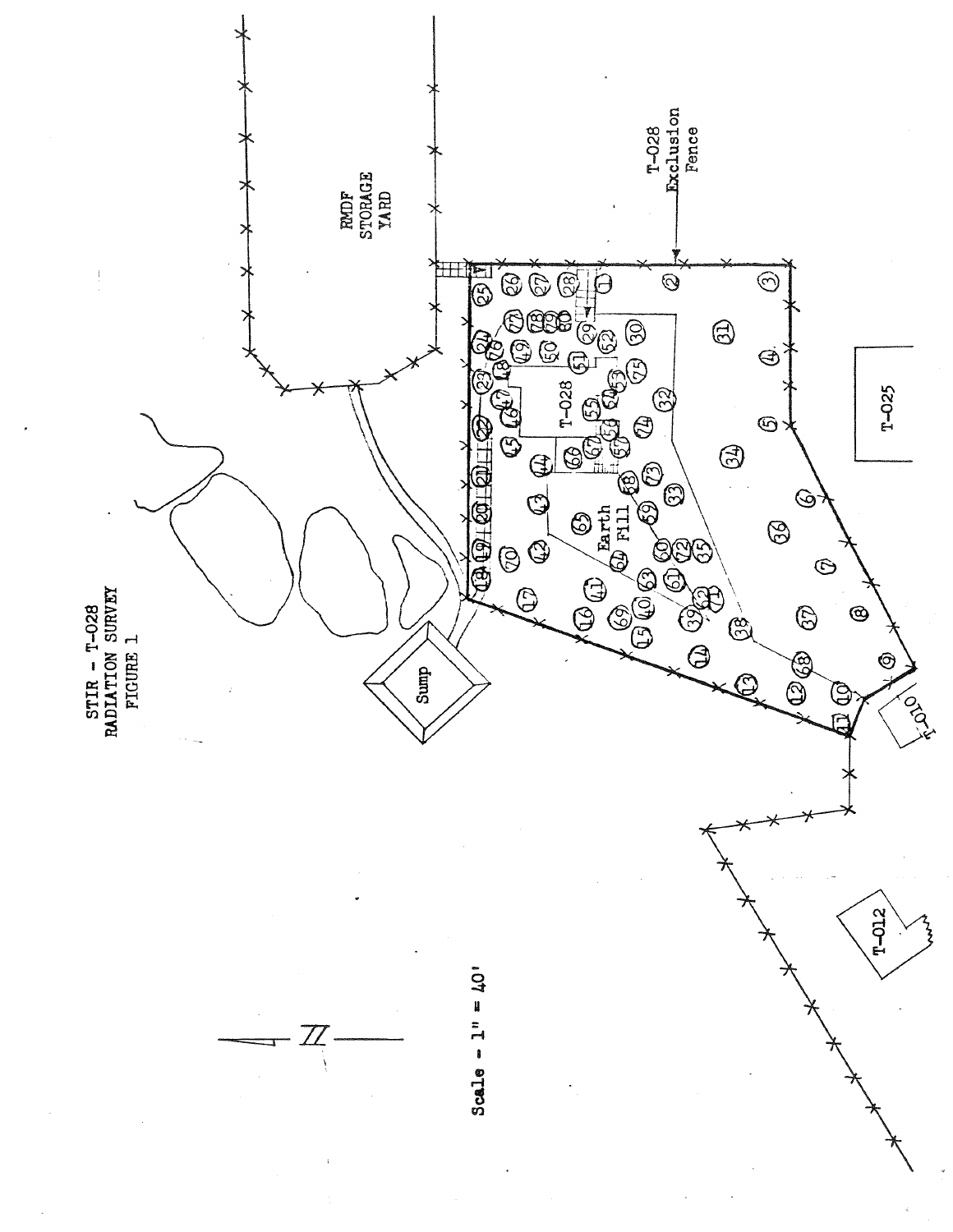STIR - T-028
RADIATION SURVEY
FIGURE 1

RMDF
STORAGE
YARD

T-028
Exclusion
Fence

T-028

Earth
Fill

Sump

T-025

T-010

T-012

Scale - 1" = 40'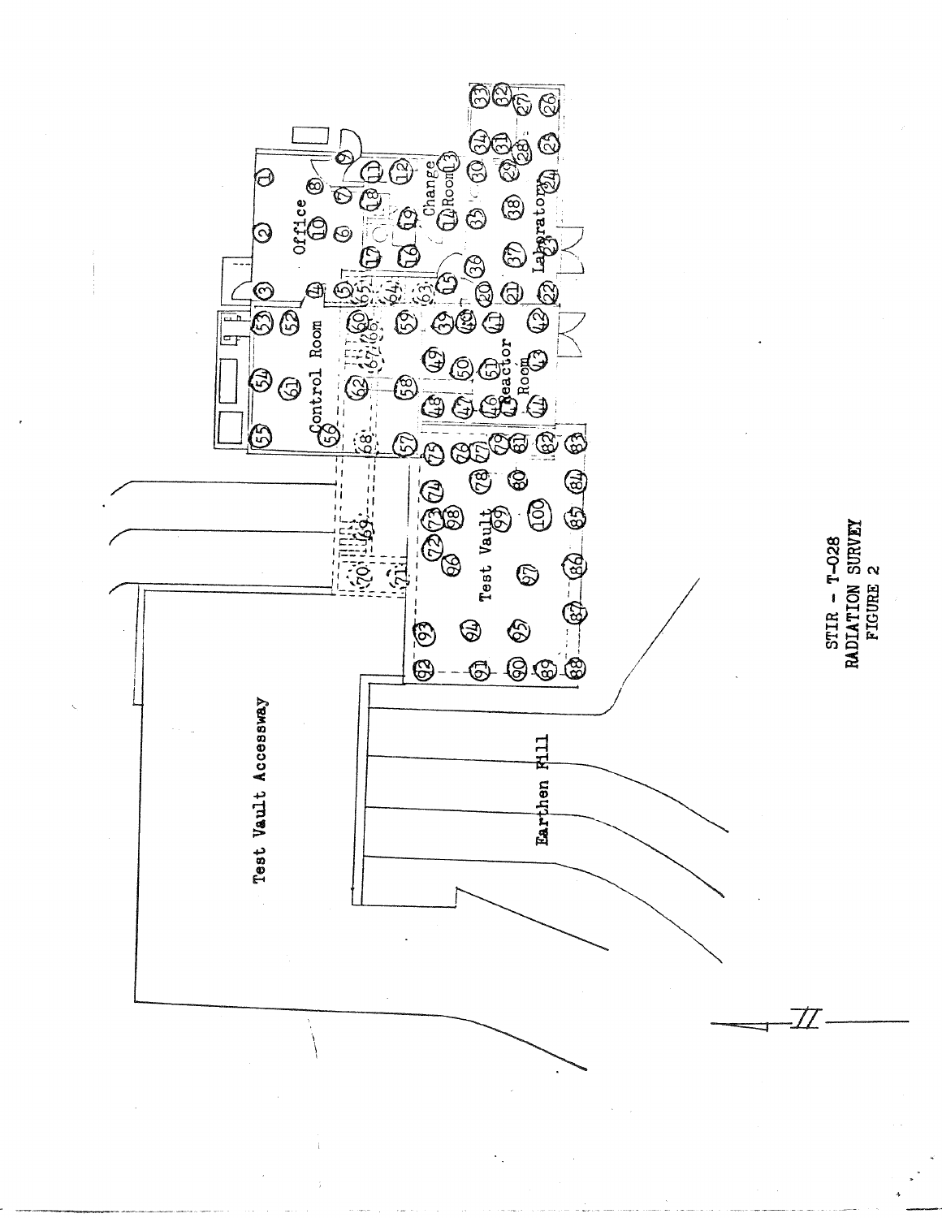Office

Change Room

Laboratory

Control Room

Reactor Room

Test Vault

Test Vault Accessway

Earthen Fill

STIR - T-028
RADIATION SURVEY
FIGURE 2